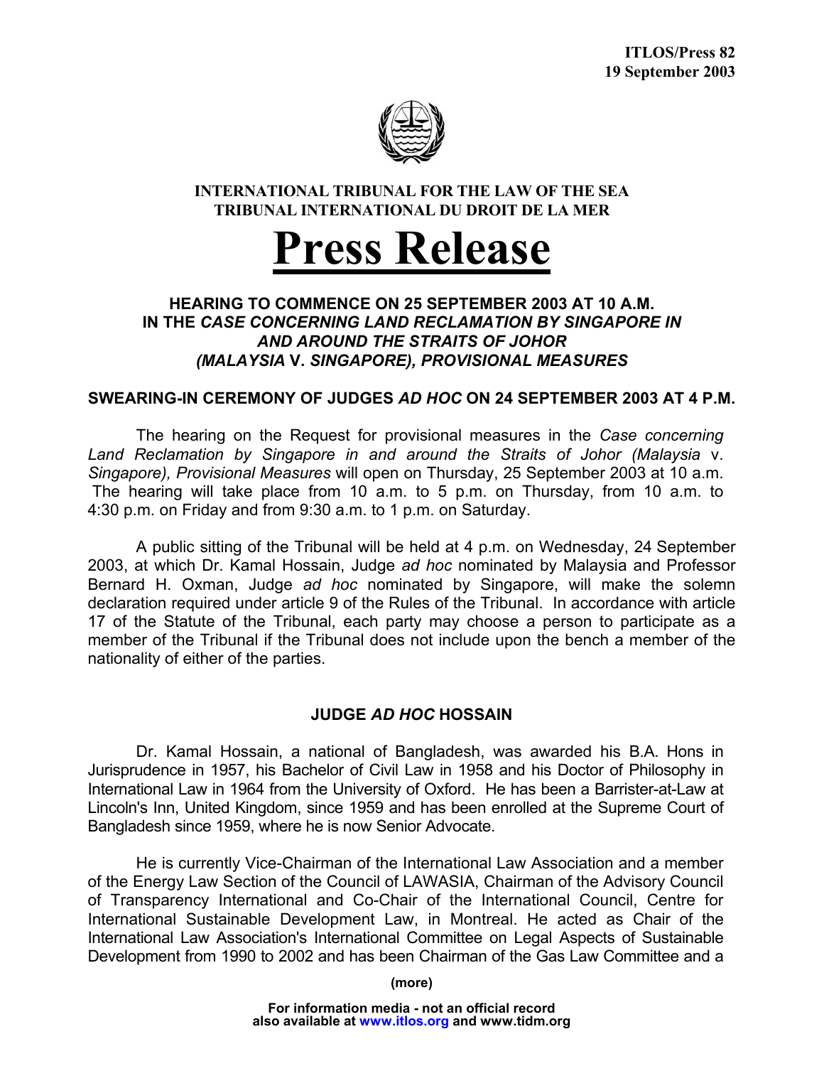**ITLOS/Press 82**
**19 September 2003**

**INTERNATIONAL TRIBUNAL FOR THE LAW OF THE SEA**
**TRIBUNAL INTERNATIONAL DU DROIT DE LA MER**

# Press Release

## HEARING TO COMMENCE ON 25 SEPTEMBER 2003 AT 10 A.M. IN THE *CASE CONCERNING LAND RECLAMATION BY SINGAPORE IN AND AROUND THE STRAITS OF JOHOR (MALAYSIA* V. *SINGAPORE), PROVISIONAL MEASURES*

## SWEARING-IN CEREMONY OF JUDGES *AD HOC* ON 24 SEPTEMBER 2003 AT 4 P.M.

The hearing on the Request for provisional measures in the *Case concerning Land Reclamation by Singapore in and around the Straits of Johor (Malaysia* v. *Singapore), Provisional Measures* will open on Thursday, 25 September 2003 at 10 a.m. The hearing will take place from 10 a.m. to 5 p.m. on Thursday, from 10 a.m. to 4:30 p.m. on Friday and from 9:30 a.m. to 1 p.m. on Saturday.

A public sitting of the Tribunal will be held at 4 p.m. on Wednesday, 24 September 2003, at which Dr. Kamal Hossain, Judge *ad hoc* nominated by Malaysia and Professor Bernard H. Oxman, Judge *ad hoc* nominated by Singapore, will make the solemn declaration required under article 9 of the Rules of the Tribunal. In accordance with article 17 of the Statute of the Tribunal, each party may choose a person to participate as a member of the Tribunal if the Tribunal does not include upon the bench a member of the nationality of either of the parties.

### JUDGE *AD HOC* HOSSAIN

Dr. Kamal Hossain, a national of Bangladesh, was awarded his B.A. Hons in Jurisprudence in 1957, his Bachelor of Civil Law in 1958 and his Doctor of Philosophy in International Law in 1964 from the University of Oxford. He has been a Barrister-at-Law at Lincoln's Inn, United Kingdom, since 1959 and has been enrolled at the Supreme Court of Bangladesh since 1959, where he is now Senior Advocate.

He is currently Vice-Chairman of the International Law Association and a member of the Energy Law Section of the Council of LAWASIA, Chairman of the Advisory Council of Transparency International and Co-Chair of the International Council, Centre for International Sustainable Development Law, in Montreal. He acted as Chair of the International Law Association's International Committee on Legal Aspects of Sustainable Development from 1990 to 2002 and has been Chairman of the Gas Law Committee and a

(more)

For information media - not an official record
also available at www.itlos.org and www.tidm.org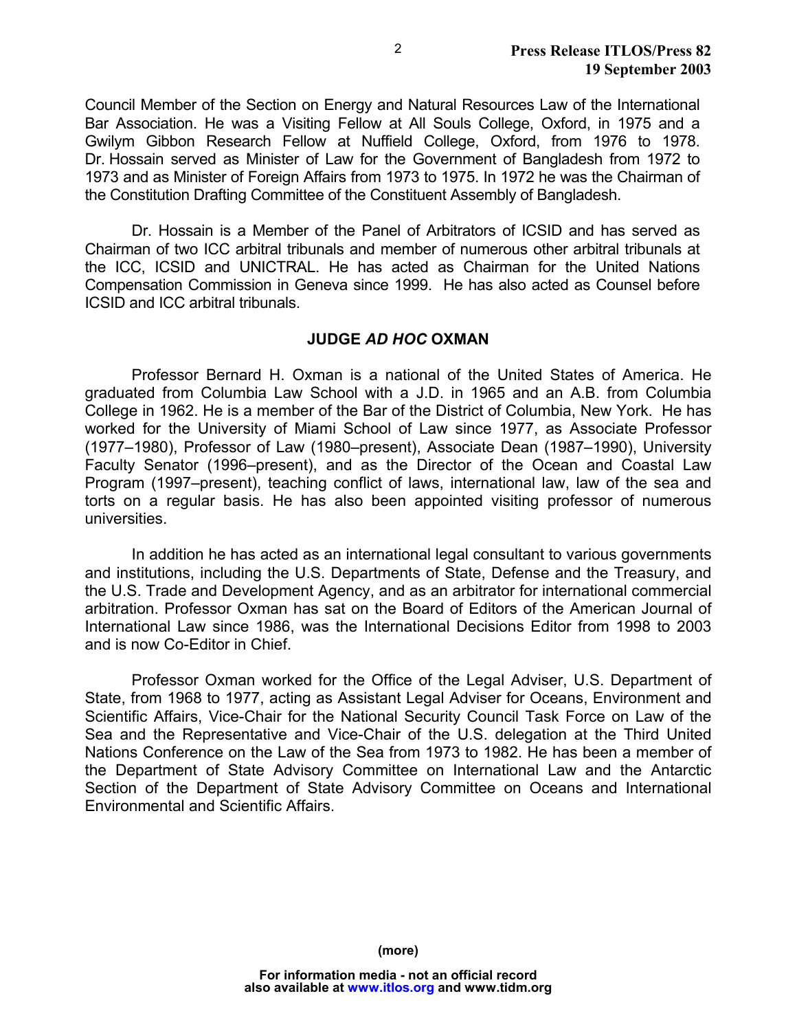Council Member of the Section on Energy and Natural Resources Law of the International Bar Association. He was a Visiting Fellow at All Souls College, Oxford, in 1975 and a Gwilym Gibbon Research Fellow at Nuffield College, Oxford, from 1976 to 1978. Dr. Hossain served as Minister of Law for the Government of Bangladesh from 1972 to 1973 and as Minister of Foreign Affairs from 1973 to 1975. In 1972 he was the Chairman of the Constitution Drafting Committee of the Constituent Assembly of Bangladesh.

Dr. Hossain is a Member of the Panel of Arbitrators of ICSID and has served as Chairman of two ICC arbitral tribunals and member of numerous other arbitral tribunals at the ICC, ICSID and UNICTRAL. He has acted as Chairman for the United Nations Compensation Commission in Geneva since 1999. He has also acted as Counsel before ICSID and ICC arbitral tribunals.

**JUDGE *AD HOC* OXMAN**

Professor Bernard H. Oxman is a national of the United States of America. He graduated from Columbia Law School with a J.D. in 1965 and an A.B. from Columbia College in 1962. He is a member of the Bar of the District of Columbia, New York. He has worked for the University of Miami School of Law since 1977, as Associate Professor (1977–1980), Professor of Law (1980–present), Associate Dean (1987–1990), University Faculty Senator (1996–present), and as the Director of the Ocean and Coastal Law Program (1997–present), teaching conflict of laws, international law, law of the sea and torts on a regular basis. He has also been appointed visiting professor of numerous universities.

In addition he has acted as an international legal consultant to various governments and institutions, including the U.S. Departments of State, Defense and the Treasury, and the U.S. Trade and Development Agency, and as an arbitrator for international commercial arbitration. Professor Oxman has sat on the Board of Editors of the American Journal of International Law since 1986, was the International Decisions Editor from 1998 to 2003 and is now Co-Editor in Chief.

Professor Oxman worked for the Office of the Legal Adviser, U.S. Department of State, from 1968 to 1977, acting as Assistant Legal Adviser for Oceans, Environment and Scientific Affairs, Vice-Chair for the National Security Council Task Force on Law of the Sea and the Representative and Vice-Chair of the U.S. delegation at the Third United Nations Conference on the Law of the Sea from 1973 to 1982. He has been a member of the Department of State Advisory Committee on International Law and the Antarctic Section of the Department of State Advisory Committee on Oceans and International Environmental and Scientific Affairs.

**(more)**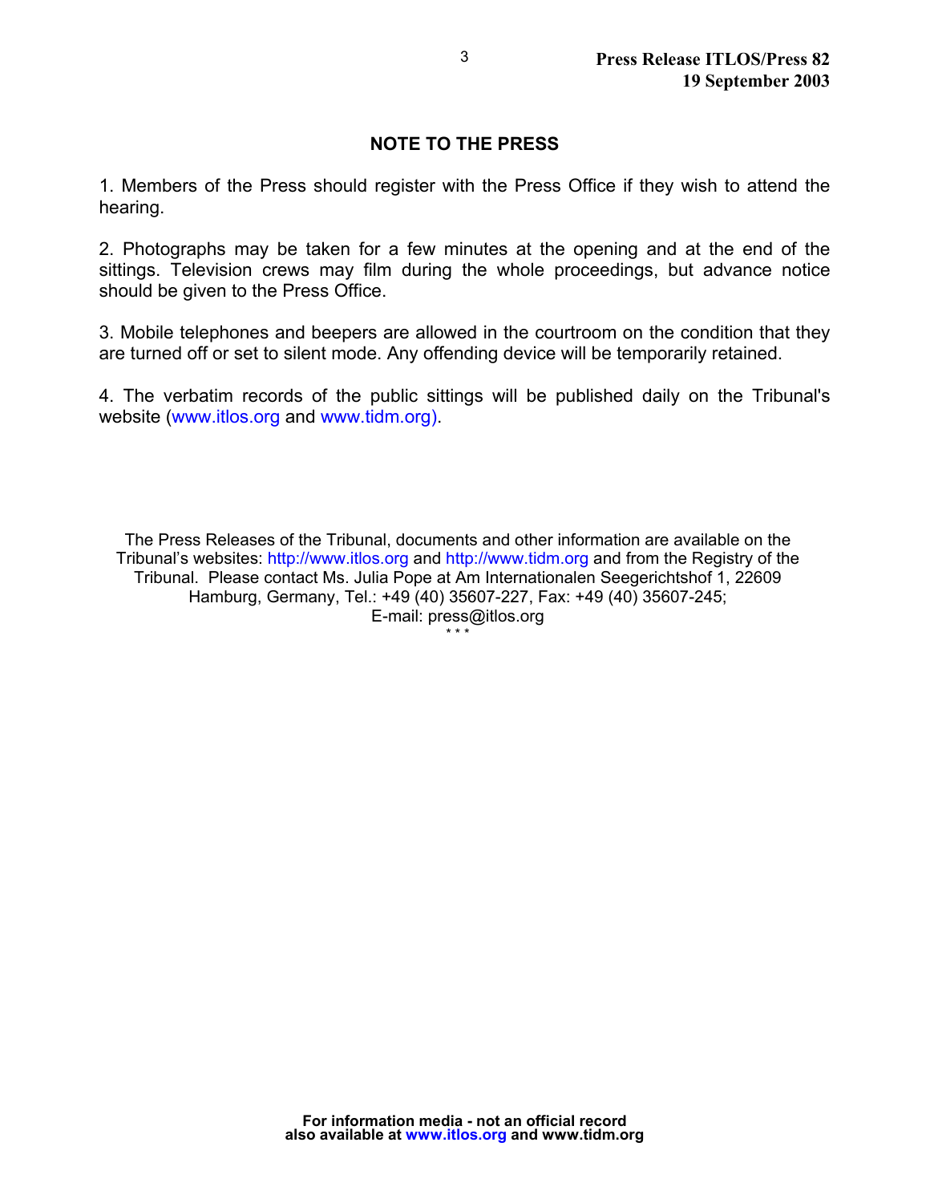## NOTE TO THE PRESS

1. Members of the Press should register with the Press Office if they wish to attend the hearing.

2. Photographs may be taken for a few minutes at the opening and at the end of the sittings. Television crews may film during the whole proceedings, but advance notice should be given to the Press Office.

3. Mobile telephones and beepers are allowed in the courtroom on the condition that they are turned off or set to silent mode. Any offending device will be temporarily retained.

4. The verbatim records of the public sittings will be published daily on the Tribunal's website (www.itlos.org and www.tidm.org).

The Press Releases of the Tribunal, documents and other information are available on the Tribunal's websites: http://www.itlos.org and http://www.tidm.org and from the Registry of the Tribunal. Please contact Ms. Julia Pope at Am Internationalen Seegerichtshof 1, 22609 Hamburg, Germany, Tel.: +49 (40) 35607-227, Fax: +49 (40) 35607-245; E-mail: press@itlos.org

\* \* \*